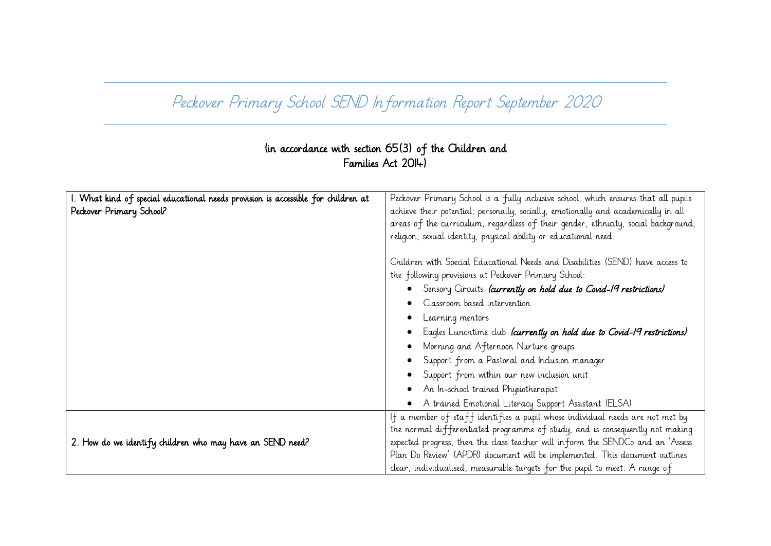# Peckover Primary School SEND Information Report September 2020

**(in accordance with section 65(3) of the Children and Families Act 2014)**

| | |
|---|---|
| **1. What kind of special educational needs provision is accessible for children at Peckover Primary School?** | Peckover Primary School is a fully inclusive school, which ensures that all pupils achieve their potential; personally, socially, emotionally and academically in all areas of the curriculum, regardless of their gender, ethnicity, social background, religion, sexual identity, physical ability or educational need.<br><br>Children with Special Educational Needs and Disabilities (SEND) have access to the following provisions at Peckover Primary School:<br>• Sensory Circuits ***(currently on hold due to Covid-19 restrictions)***<br>• Classroom based intervention<br>• Learning mentors<br>• Eagles Lunchtime club ***(currently on hold due to Covid-19 restrictions)***<br>• Morning and Afternoon Nurture groups<br>• Support from a Pastoral and Inclusion manager<br>• Support from within our new inclusion unit<br>• An In-school trained Physiotherapist<br>• A trained Emotional Literacy Support Assistant (ELSA) |
| **2. How do we identify children who may have an SEND need?** | If a member of staff identifies a pupil whose individual needs are not met by the normal differentiated programme of study, and is consequently not making expected progress, then the class teacher will inform the SENDCo and an 'Assess Plan Do Review' (APDR) document will be implemented. This document outlines clear, individualised, measurable targets for the pupil to meet. A range of |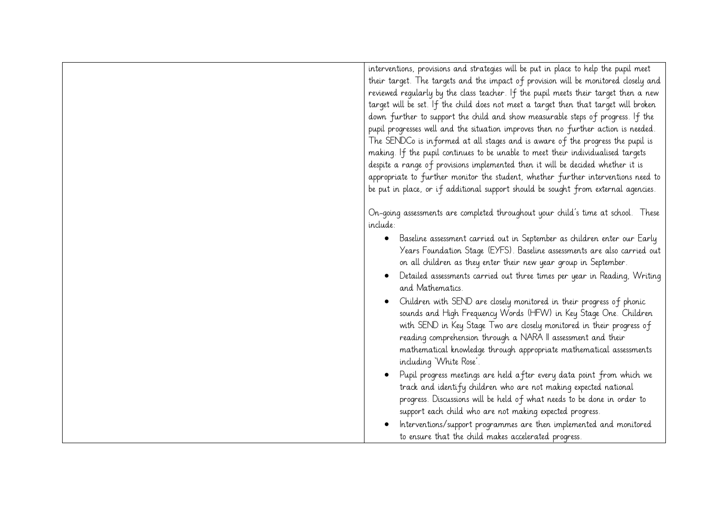| | |
|---|---|
| | interventions, provisions and strategies will be put in place to help the pupil meet their target. The targets and the impact of provision will be monitored closely and reviewed regularly by the class teacher. If the pupil meets their target then a new target will be set. If the child does not meet a target then that target will broken down further to support the child and show measurable steps of progress. If the pupil progresses well and the situation improves then no further action is needed. The SENDCo is informed at all stages and is aware of the progress the pupil is making. If the pupil continues to be unable to meet their individualised targets despite a range of provisions implemented then it will be decided whether it is appropriate to further monitor the student, whether further interventions need to be put in place, or if additional support should be sought from external agencies.<br><br>On-going assessments are completed throughout your child's time at school. These include:<br>• Baseline assessment carried out in September as children enter our Early Years Foundation Stage (EYFS). Baseline assessments are also carried out on all children as they enter their new year group in September.<br>• Detailed assessments carried out three times per year in Reading, Writing and Mathematics.<br>• Children with SEND are closely monitored in their progress of phonic sounds and High Frequency Words (HFW) in Key Stage One. Children with SEND in Key Stage Two are closely monitored in their progress of reading comprehension through a NARA II assessment and their mathematical knowledge through appropriate mathematical assessments including 'White Rose'.<br>• Pupil progress meetings are held after every data point from which we track and identify children who are not making expected national progress. Discussions will be held of what needs to be done in order to support each child who are not making expected progress.<br>• Interventions/support programmes are then implemented and monitored to ensure that the child makes accelerated progress. |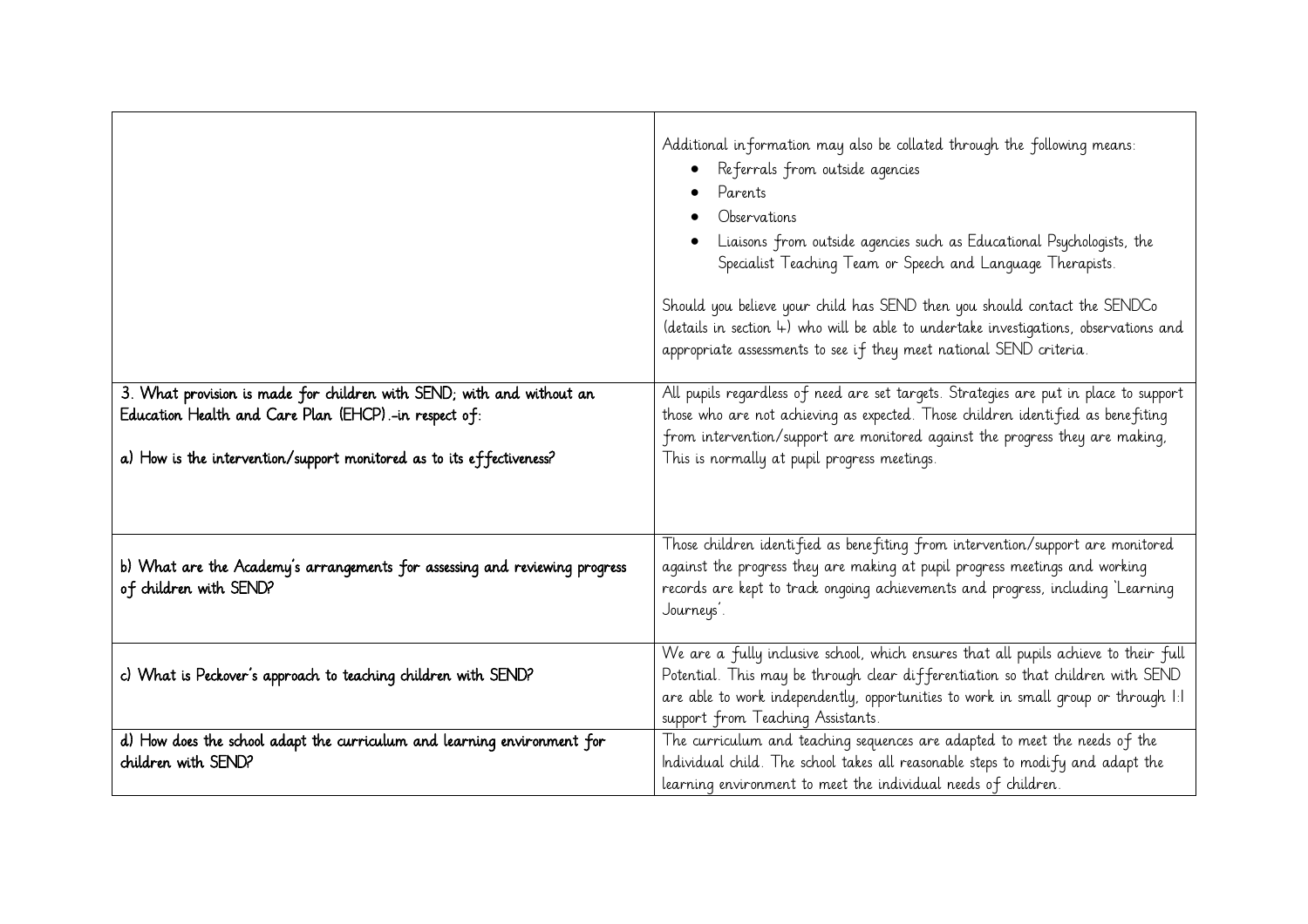| | |
|---|---|
| | Additional information may also be collated through the following means:<br>• Referrals from outside agencies<br>• Parents<br>• Observations<br>• Liaisons from outside agencies such as Educational Psychologists, the Specialist Teaching Team or Speech and Language Therapists.<br><br>Should you believe your child has SEND then you should contact the SENDCo (details in section 4) who will be able to undertake investigations, observations and appropriate assessments to see if they meet national SEND criteria. |
| 3. What provision is made for children with SEND; with and without an Education Health and Care Plan (EHCP).-in respect of:<br><br>a) How is the intervention/support monitored as to its effectiveness? | All pupils regardless of need are set targets. Strategies are put in place to support those who are not achieving as expected. Those children identified as benefiting from intervention/support are monitored against the progress they are making, This is normally at pupil progress meetings. |
| b) What are the Academy's arrangements for assessing and reviewing progress of children with SEND? | Those children identified as benefiting from intervention/support are monitored against the progress they are making at pupil progress meetings and working records are kept to track ongoing achievements and progress, including 'Learning Journeys'. |
| c) What is Peckover's approach to teaching children with SEND? | We are a fully inclusive school, which ensures that all pupils achieve to their full Potential. This may be through clear differentiation so that children with SEND are able to work independently, opportunities to work in small group or through 1:1 support from Teaching Assistants. |
| d) How does the school adapt the curriculum and learning environment for children with SEND? | The curriculum and teaching sequences are adapted to meet the needs of the Individual child. The school takes all reasonable steps to modify and adapt the learning environment to meet the individual needs of children. |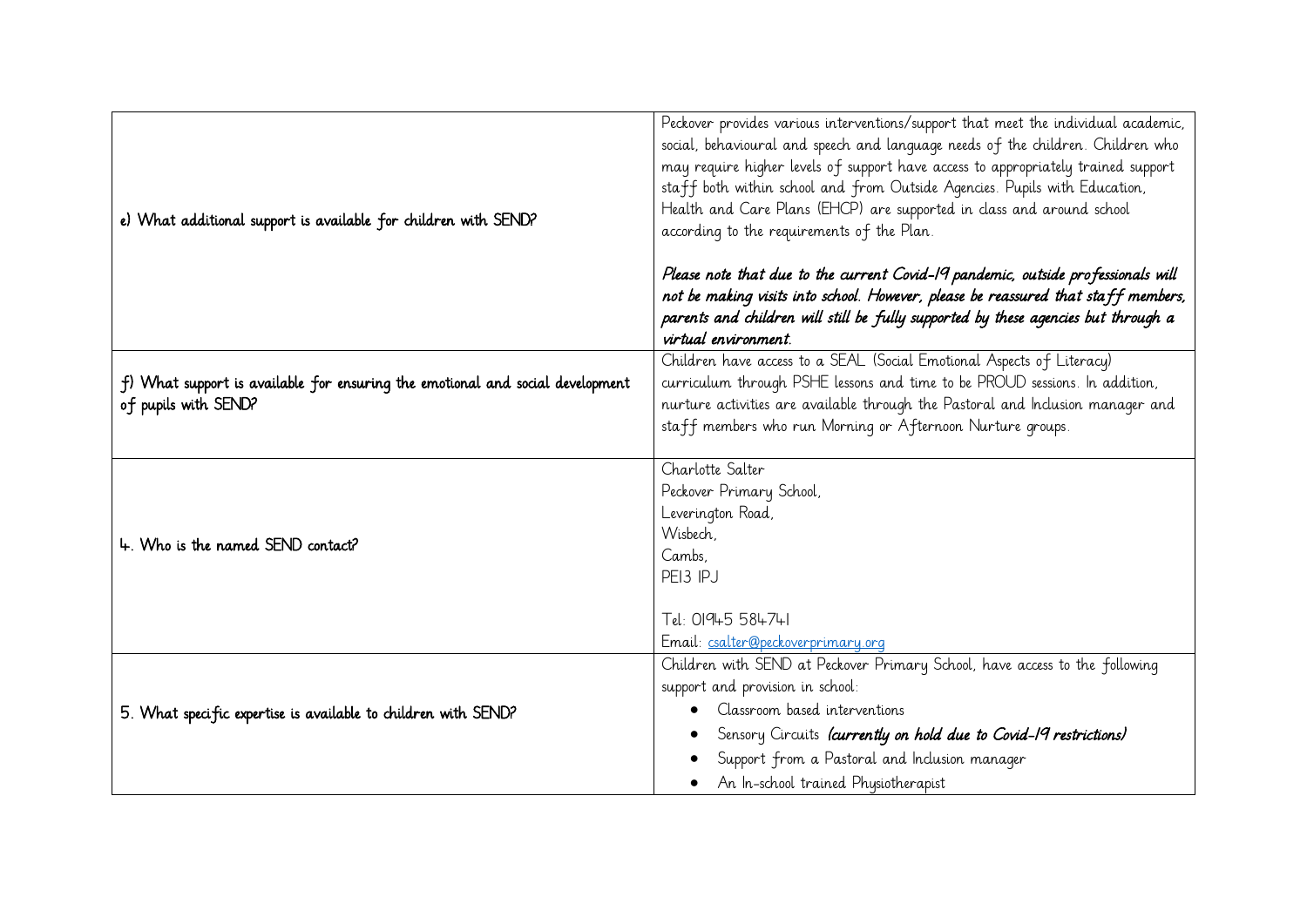| | |
|---|---|
| e) What additional support is available for children with SEND? | Peckover provides various interventions/support that meet the individual academic, social, behavioural and speech and language needs of the children. Children who may require higher levels of support have access to appropriately trained support staff both within school and from Outside Agencies. Pupils with Education, Health and Care Plans (EHCP) are supported in class and around school according to the requirements of the Plan.<br><br>***Please note that due to the current Covid-19 pandemic, outside professionals will not be making visits into school. However, please be reassured that staff members, parents and children will still be fully supported by these agencies but through a virtual environment.*** |
| f) What support is available for ensuring the emotional and social development of pupils with SEND? | Children have access to a SEAL (Social Emotional Aspects of Literacy) curriculum through PSHE lessons and time to be PROUD sessions. In addition, nurture activities are available through the Pastoral and Inclusion manager and staff members who run Morning or Afternoon Nurture groups. |
| 4. Who is the named SEND contact? | Charlotte Salter<br>Peckover Primary School,<br>Leverington Road,<br>Wisbech,<br>Cambs,<br>PE13 1PJ<br><br>Tel: 01945 584741<br>Email: csalter@peckoverprimary.org |
| 5. What specific expertise is available to children with SEND? | Children with SEND at Peckover Primary School, have access to the following support and provision in school:<br>• Classroom based interventions<br>• Sensory Circuits ***(currently on hold due to Covid-19 restrictions)***<br>• Support from a Pastoral and Inclusion manager<br>• An In-school trained Physiotherapist |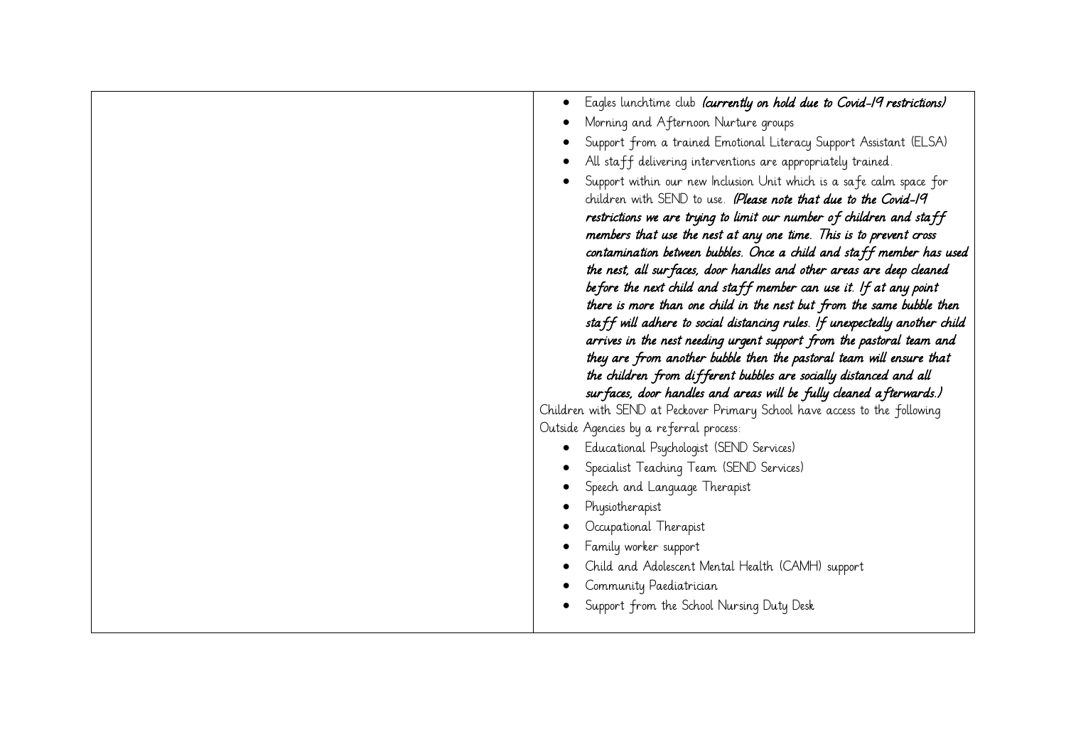|  |  |
|---|---|
|  | - Eagles lunchtime club ***(currently on hold due to Covid-19 restrictions)***<br>- Morning and Afternoon Nurture groups<br>- Support from a trained Emotional Literacy Support Assistant (ELSA)<br>- All staff delivering interventions are appropriately trained.<br>- Support within our new Inclusion Unit which is a safe calm space for children with SEND to use. ***(Please note that due to the Covid-19 restrictions we are trying to limit our number of children and staff members that use the nest at any one time. This is to prevent cross contamination between bubbles. Once a child and staff member has used the nest, all surfaces, door handles and other areas are deep cleaned before the next child and staff member can use it. If at any point there is more than one child in the nest but from the same bubble then staff will adhere to social distancing rules. If unexpectedly another child arrives in the nest needing urgent support from the pastoral team and they are from another bubble then the pastoral team will ensure that the children from different bubbles are socially distanced and all surfaces, door handles and areas will be fully cleaned afterwards.)***<br><br>Children with SEND at Peckover Primary School have access to the following Outside Agencies by a referral process:<br><br>- Educational Psychologist (SEND Services)<br>- Specialist Teaching Team (SEND Services)<br>- Speech and Language Therapist<br>- Physiotherapist<br>- Occupational Therapist<br>- Family worker support<br>- Child and Adolescent Mental Health (CAMH) support<br>- Community Paediatrician<br>- Support from the School Nursing Duty Desk |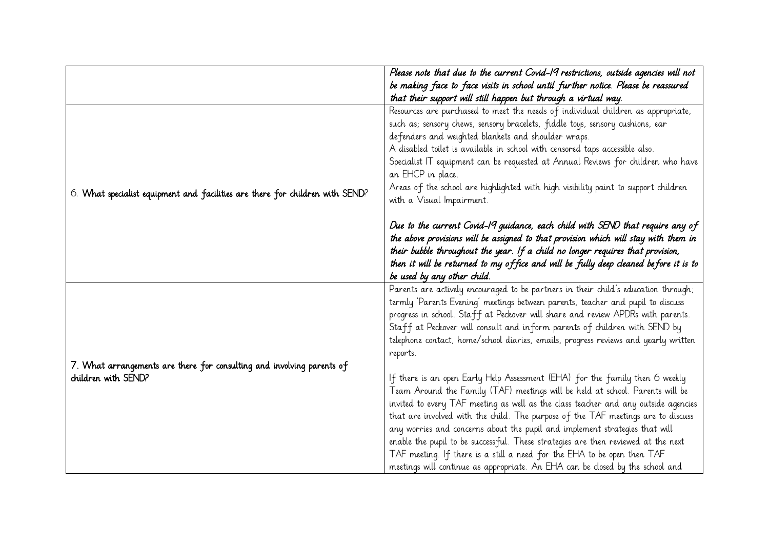| | |
|---|---|
| | *Please note that due to the current Covid-19 restrictions, outside agencies will not be making face to face visits in school until further notice. Please be reassured that their support will still happen but through a virtual way.* |
| 6. **What specialist equipment and facilities are there for children with SEND?** | Resources are purchased to meet the needs of individual children as appropriate, such as; sensory chews, sensory bracelets, fiddle toys, sensory cushions, ear defenders and weighted blankets and shoulder wraps.<br>A disabled toilet is available in school with censored taps accessible also.<br>Specialist IT equipment can be requested at Annual Reviews for children who have an EHCP in place.<br>Areas of the school are highlighted with high visibility paint to support children with a Visual Impairment.<br><br>*Due to the current Covid-19 guidance, each child with SEND that require any of the above provisions will be assigned to that provision which will stay with them in their bubble throughout the year. If a child no longer requires that provision, then it will be returned to my office and will be fully deep cleaned before it is to be used by any other child.* |
| 7. What arrangements are there for consulting and involving parents of children with SEND? | Parents are actively encouraged to be partners in their child's education through; termly 'Parents Evening' meetings between parents, teacher and pupil to discuss progress in school. Staff at Peckover will share and review APDRs with parents. Staff at Peckover will consult and inform parents of children with SEND by telephone contact, home/school diaries, emails, progress reviews and yearly written reports.<br><br>If there is an open Early Help Assessment (EHA) for the family then 6 weekly Team Around the Family (TAF) meetings will be held at school. Parents will be invited to every TAF meeting as well as the class teacher and any outside agencies that are involved with the child. The purpose of the TAF meetings are to discuss any worries and concerns about the pupil and implement strategies that will enable the pupil to be successful. These strategies are then reviewed at the next TAF meeting. If there is a still a need for the EHA to be open then TAF meetings will continue as appropriate. An EHA can be closed by the school and |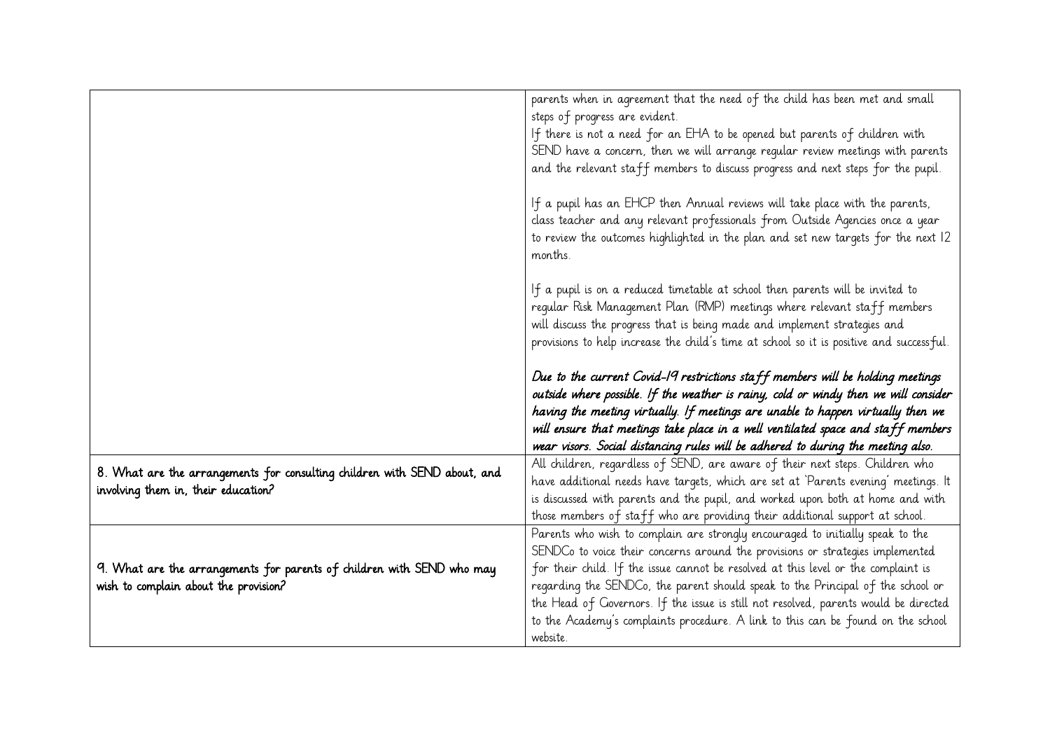| | |
|---|---|
| | parents when in agreement that the need of the child has been met and small steps of progress are evident.<br>If there is not a need for an EHA to be opened but parents of children with SEND have a concern, then we will arrange regular review meetings with parents and the relevant staff members to discuss progress and next steps for the pupil.<br><br>If a pupil has an EHCP then Annual reviews will take place with the parents, class teacher and any relevant professionals from Outside Agencies once a year to review the outcomes highlighted in the plan and set new targets for the next 12 months.<br><br>If a pupil is on a reduced timetable at school then parents will be invited to regular Risk Management Plan (RMP) meetings where relevant staff members will discuss the progress that is being made and implement strategies and provisions to help increase the child's time at school so it is positive and successful.<br><br>***Due to the current Covid-19 restrictions staff members will be holding meetings outside where possible. If the weather is rainy, cold or windy then we will consider having the meeting virtually. If meetings are unable to happen virtually then we will ensure that meetings take place in a well ventilated space and staff members wear visors. Social distancing rules will be adhered to during the meeting also.*** |
| 8. What are the arrangements for consulting children with SEND about, and involving them in, their education? | All children, regardless of SEND, are aware of their next steps. Children who have additional needs have targets, which are set at 'Parents evening' meetings. It is discussed with parents and the pupil, and worked upon both at home and with those members of staff who are providing their additional support at school. |
| 9. What are the arrangements for parents of children with SEND who may wish to complain about the provision? | Parents who wish to complain are strongly encouraged to initially speak to the SENDCo to voice their concerns around the provisions or strategies implemented for their child. If the issue cannot be resolved at this level or the complaint is regarding the SENDCo, the parent should speak to the Principal of the school or the Head of Governors. If the issue is still not resolved, parents would be directed to the Academy's complaints procedure. A link to this can be found on the school website. |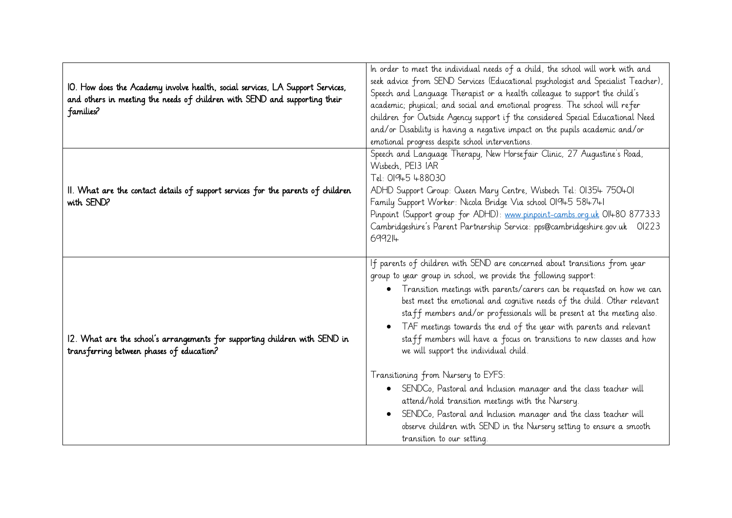| | |
|---|---|
| 10. How does the Academy involve health, social services, LA Support Services, and others in meeting the needs of children with SEND and supporting their families? | In order to meet the individual needs of a child, the school will work with and seek advice from SEND Services (Educational psychologist and Specialist Teacher), Speech and Language Therapist or a health colleague to support the child's academic; physical; and social and emotional progress. The school will refer children for Outside Agency support if the considered Special Educational Need and/or Disability is having a negative impact on the pupils academic and/or emotional progress despite school interventions. |
| 11. What are the contact details of support services for the parents of children with SEND? | Speech and Language Therapy, New Horsefair Clinic, 27 Augustine's Road, Wisbech, PE13 1AR<br>Tel: 01945 488030<br>ADHD Support Group: Queen Mary Centre, Wisbech Tel: 01354 750401<br>Family Support Worker: Nicola Bridge Via school 01945 584741<br>Pinpoint (Support group for ADHD): [www.pinpoint-cambs.org.uk](http://www.pinpoint-cambs.org.uk) 01480 877333<br>Cambridgeshire's Parent Partnership Service: pps@cambridgeshire.gov.uk 01223 699214 |
| 12. What are the school's arrangements for supporting children with SEND in transferring between phases of education? | If parents of children with SEND are concerned about transitions from year group to year group in school, we provide the following support:<br>• Transition meetings with parents/carers can be requested on how we can best meet the emotional and cognitive needs of the child. Other relevant staff members and/or professionals will be present at the meeting also.<br>• TAF meetings towards the end of the year with parents and relevant staff members will have a focus on transitions to new classes and how we will support the individual child.<br><br>Transitioning from Nursery to EYFS:<br>• SENDCo, Pastoral and Inclusion manager and the class teacher will attend/hold transition meetings with the Nursery.<br>• SENDCo, Pastoral and Inclusion manager and the class teacher will observe children with SEND in the Nursery setting to ensure a smooth transition to our setting. |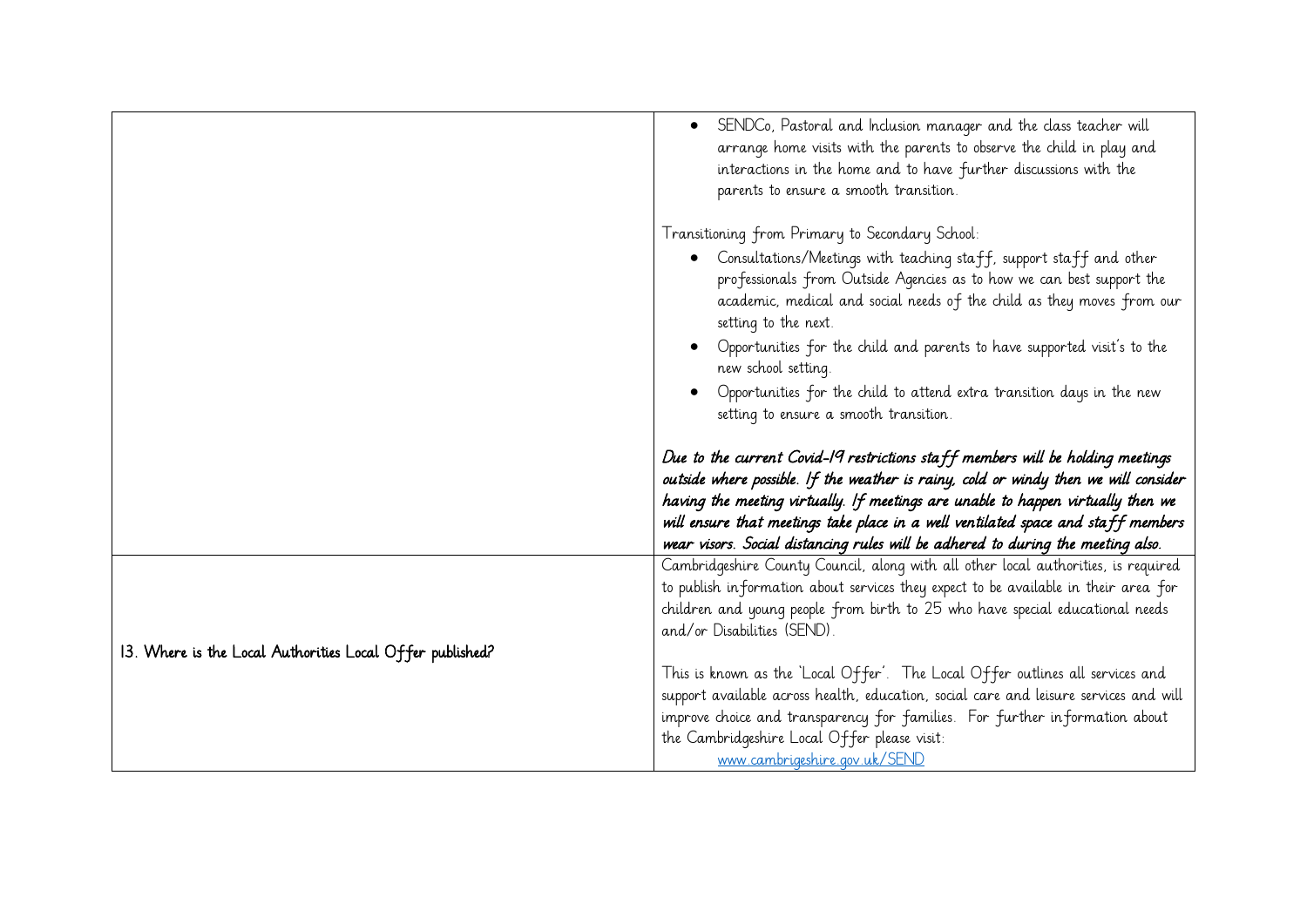| | |
|---|---|
| | • SENDCo, Pastoral and Inclusion manager and the class teacher will arrange home visits with the parents to observe the child in play and interactions in the home and to have further discussions with the parents to ensure a smooth transition.<br><br>Transitioning from Primary to Secondary School:<br>• Consultations/Meetings with teaching staff, support staff and other professionals from Outside Agencies as to how we can best support the academic, medical and social needs of the child as they moves from our setting to the next.<br>• Opportunities for the child and parents to have supported visit's to the new school setting.<br>• Opportunities for the child to attend extra transition days in the new setting to ensure a smooth transition.<br><br>***Due to the current Covid-19 restrictions staff members will be holding meetings outside where possible. If the weather is rainy, cold or windy then we will consider having the meeting virtually. If meetings are unable to happen virtually then we will ensure that meetings take place in a well ventilated space and staff members wear visors. Social distancing rules will be adhered to during the meeting also.*** |
| **13. Where is the Local Authorities Local Offer published?** | Cambridgeshire County Council, along with all other local authorities, is required to publish information about services they expect to be available in their area for children and young people from birth to 25 who have special educational needs and/or Disabilities (SEND).<br><br>This is known as the 'Local Offer'. The Local Offer outlines all services and support available across health, education, social care and leisure services and will improve choice and transparency for families. For further information about the Cambridgeshire Local Offer please visit:<br>www.cambrigeshire.gov.uk/SEND |